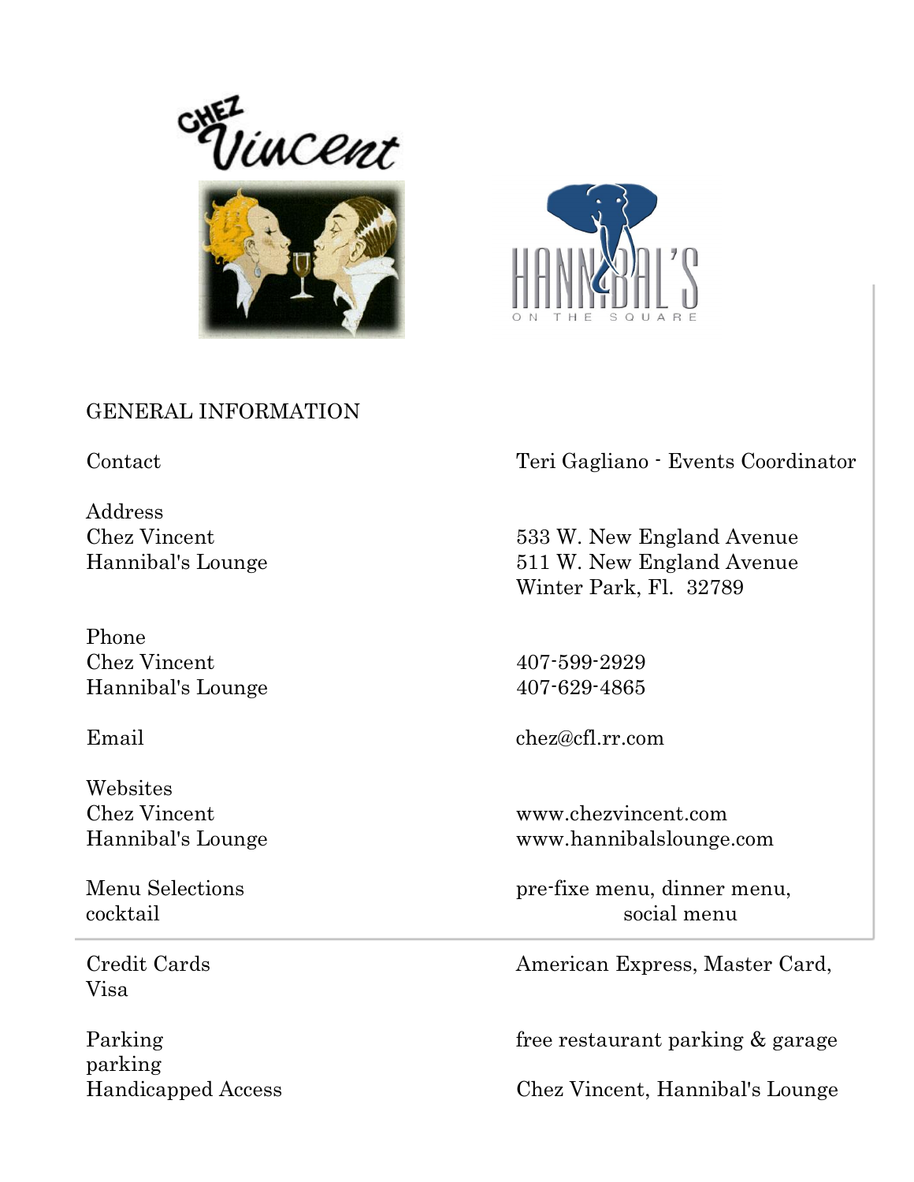CHEZ Vincent

HANNIBAL'S ON THE SQUARE

## GENERAL INFORMATION

| | |
|---|---|
| Contact | Teri Gagliano - Events Coordinator |
| Address | |
| Chez Vincent | 533 W. New England Avenue |
| Hannibal's Lounge | 511 W. New England Avenue |
| | Winter Park, Fl. 32789 |
| Phone | |
| Chez Vincent | 407-599-2929 |
| Hannibal's Lounge | 407-629-4865 |
| Email | chez@cfl.rr.com |
| Websites | |
| Chez Vincent | www.chezvincent.com |
| Hannibal's Lounge | www.hannibalslounge.com |
| Menu Selections | pre-fixe menu, dinner menu, cocktail social menu |
| Credit Cards | American Express, Master Card, Visa |
| Parking | free restaurant parking & garage parking |
| Handicapped Access | Chez Vincent, Hannibal's Lounge |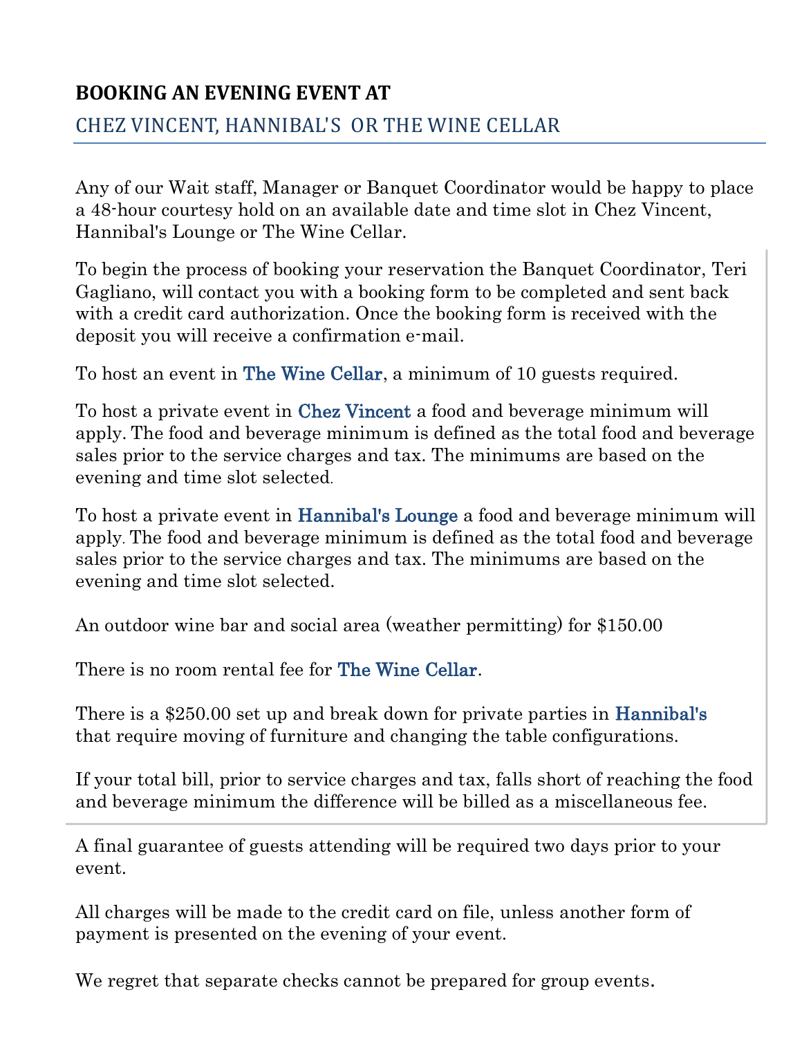## BOOKING AN EVENING EVENT AT

### CHEZ VINCENT, HANNIBAL'S OR THE WINE CELLAR

Any of our Wait staff, Manager or Banquet Coordinator would be happy to place a 48-hour courtesy hold on an available date and time slot in Chez Vincent, Hannibal's Lounge or The Wine Cellar.

To begin the process of booking your reservation the Banquet Coordinator, Teri Gagliano, will contact you with a booking form to be completed and sent back with a credit card authorization. Once the booking form is received with the deposit you will receive a confirmation e-mail.

To host an event in The Wine Cellar, a minimum of 10 guests required.

To host a private event in Chez Vincent a food and beverage minimum will apply. The food and beverage minimum is defined as the total food and beverage sales prior to the service charges and tax. The minimums are based on the evening and time slot selected.

To host a private event in Hannibal's Lounge a food and beverage minimum will apply. The food and beverage minimum is defined as the total food and beverage sales prior to the service charges and tax. The minimums are based on the evening and time slot selected.

An outdoor wine bar and social area (weather permitting) for $150.00

There is no room rental fee for The Wine Cellar.

There is a $250.00 set up and break down for private parties in Hannibal's that require moving of furniture and changing the table configurations.

If your total bill, prior to service charges and tax, falls short of reaching the food and beverage minimum the difference will be billed as a miscellaneous fee.

A final guarantee of guests attending will be required two days prior to your event.

All charges will be made to the credit card on file, unless another form of payment is presented on the evening of your event.

We regret that separate checks cannot be prepared for group events.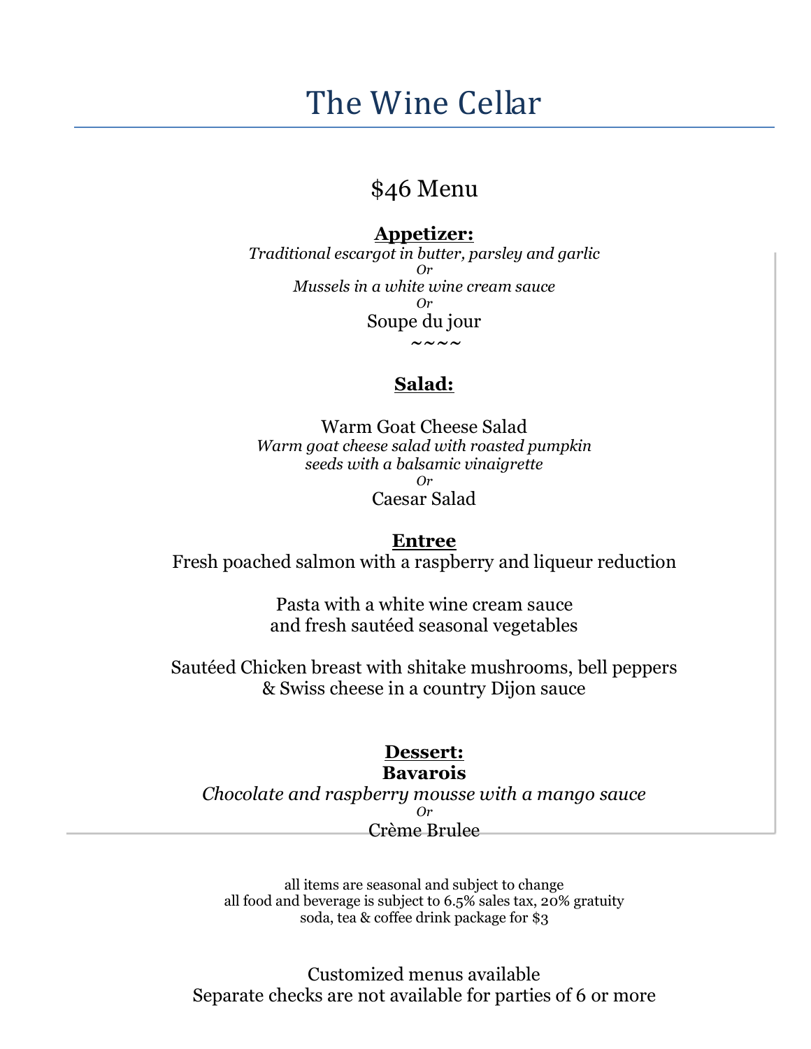# The Wine Cellar

## $46 Menu

**Appetizer:**

*Traditional escargot in butter, parsley and garlic*

*Or*

*Mussels in a white wine cream sauce*

*Or*

Soupe du jour

~~~~

**Salad:**

Warm Goat Cheese Salad

*Warm goat cheese salad with roasted pumpkin seeds with a balsamic vinaigrette*

*Or*

Caesar Salad

**Entree**

Fresh poached salmon with a raspberry and liqueur reduction

Pasta with a white wine cream sauce and fresh sautéed seasonal vegetables

Sautéed Chicken breast with shitake mushrooms, bell peppers & Swiss cheese in a country Dijon sauce

**Dessert:**

**Bavarois**

*Chocolate and raspberry mousse with a mango sauce*

*Or*

Crème Brulee

all items are seasonal and subject to change
all food and beverage is subject to 6.5% sales tax, 20% gratuity
soda, tea & coffee drink package for $3

Customized menus available
Separate checks are not available for parties of 6 or more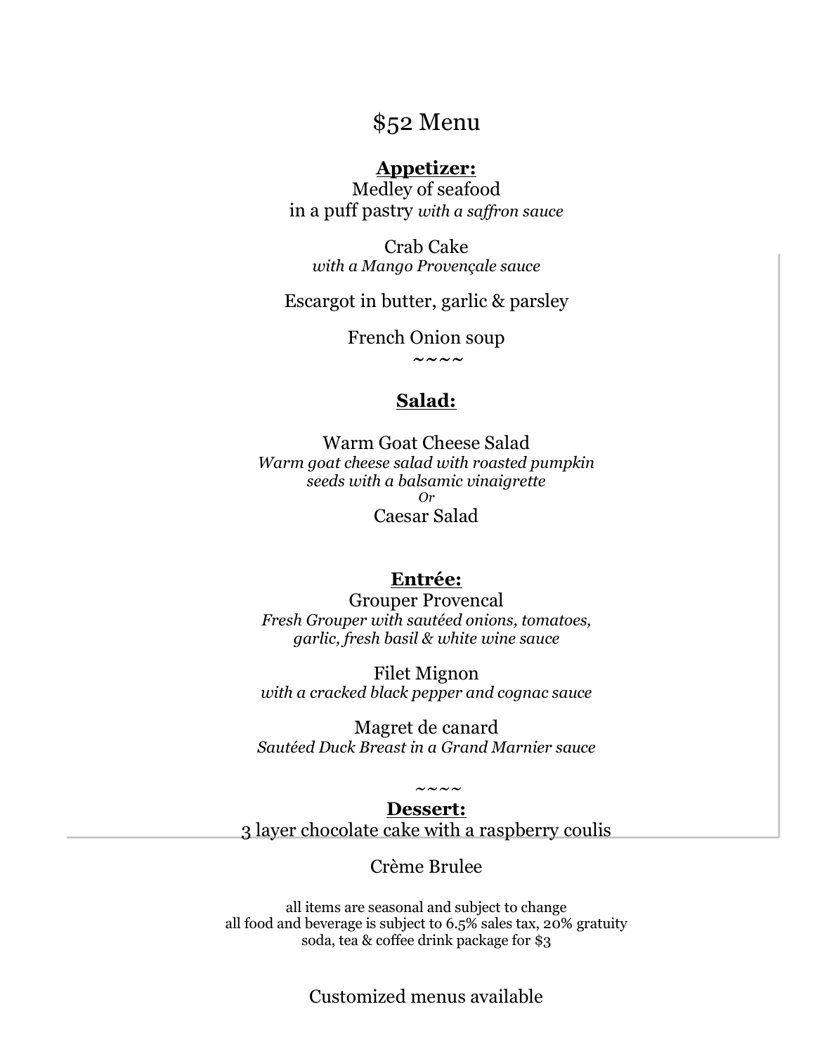# $52 Menu

**Appetizer:**

Medley of seafood
in a puff pastry *with a saffron sauce*

Crab Cake
*with a Mango Provençale sauce*

Escargot in butter, garlic & parsley

French Onion soup

~~~~

**Salad:**

Warm Goat Cheese Salad
*Warm goat cheese salad with roasted pumpkin seeds with a balsamic vinaigrette*
*Or*
Caesar Salad

**Entrée:**

Grouper Provencal
*Fresh Grouper with sautéed onions, tomatoes, garlic, fresh basil & white wine sauce*

Filet Mignon
*with a cracked black pepper and cognac sauce*

Magret de canard
*Sautéed Duck Breast in a Grand Marnier sauce*

~~~~

**Dessert:**

3 layer chocolate cake with a raspberry coulis

Crème Brulee

all items are seasonal and subject to change
all food and beverage is subject to 6.5% sales tax, 20% gratuity
soda, tea & coffee drink package for $3

Customized menus available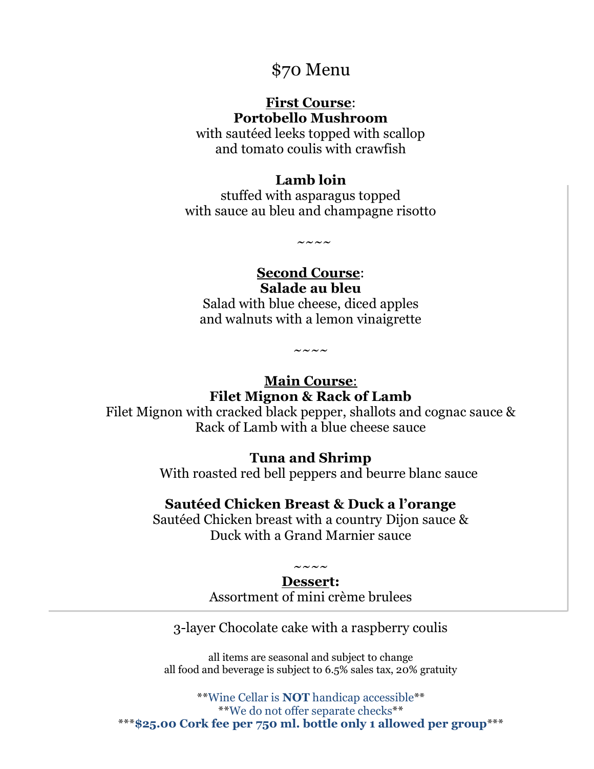# $70 Menu

**First Course:**

**Portobello Mushroom**

with sautéed leeks topped with scallop
and tomato coulis with crawfish

**Lamb loin**

stuffed with asparagus topped
with sauce au bleu and champagne risotto

~~~~

**Second Course:**

**Salade au bleu**

Salad with blue cheese, diced apples
and walnuts with a lemon vinaigrette

~~~~

**Main Course:**

**Filet Mignon & Rack of Lamb**

Filet Mignon with cracked black pepper, shallots and cognac sauce &
Rack of Lamb with a blue cheese sauce

**Tuna and Shrimp**

With roasted red bell peppers and beurre blanc sauce

**Sautéed Chicken Breast & Duck a l'orange**

Sautéed Chicken breast with a country Dijon sauce &
Duck with a Grand Marnier sauce

~~~~

**Dessert:**

Assortment of mini crème brulees

3-layer Chocolate cake with a raspberry coulis

all items are seasonal and subject to change
all food and beverage is subject to 6.5% sales tax, 20% gratuity

**Wine Cellar is **NOT** handicap accessible**

**We do not offer separate checks**

*****$25.00 Cork fee per 750 ml. bottle only 1 allowed per group*****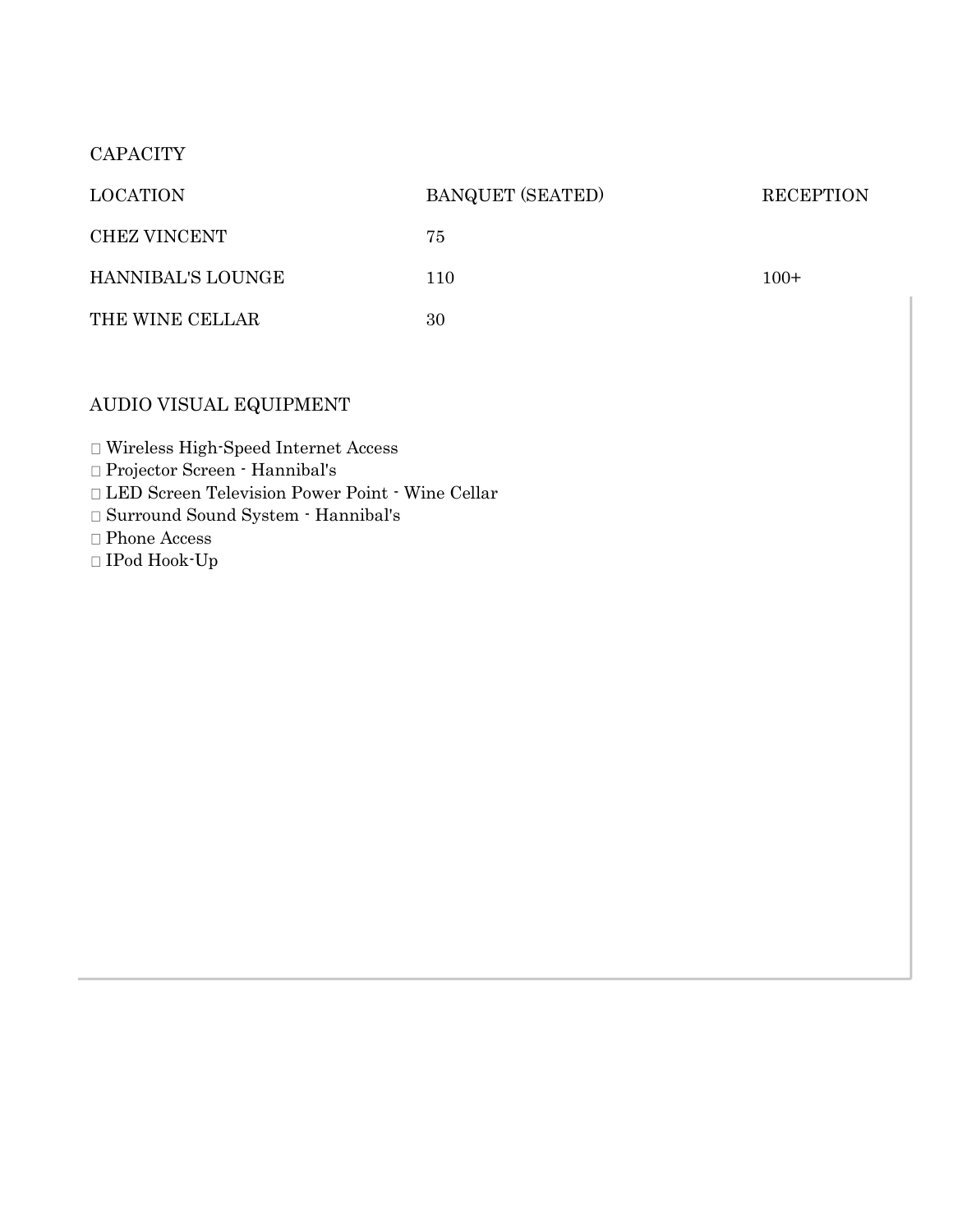## CAPACITY

| LOCATION | BANQUET (SEATED) | RECEPTION |
| --- | --- | --- |
| CHEZ VINCENT | 75 | |
| HANNIBAL'S LOUNGE | 110 | 100+ |
| THE WINE CELLAR | 30 | |

## AUDIO VISUAL EQUIPMENT

- Wireless High-Speed Internet Access
- Projector Screen - Hannibal's
- LED Screen Television Power Point - Wine Cellar
- Surround Sound System - Hannibal's
- Phone Access
- IPod Hook-Up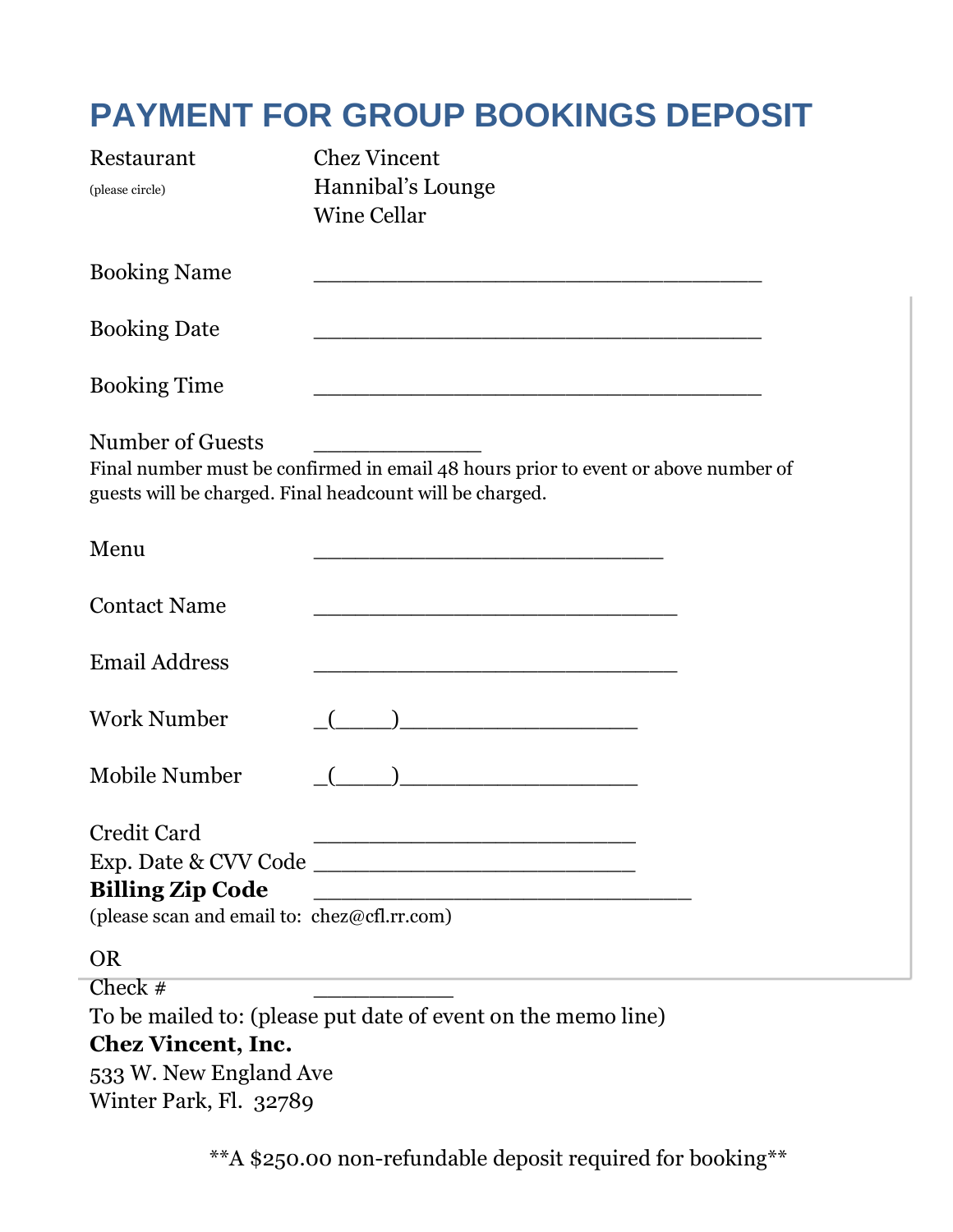# PAYMENT FOR GROUP BOOKINGS DEPOSIT

Restaurant (please circle) — Chez Vincent / Hannibal's Lounge / Wine Cellar

Booking Name ___________________________________

Booking Date ___________________________________

Booking Time ___________________________________

Number of Guests _____________

Final number must be confirmed in email 48 hours prior to event or above number of guests will be charged. Final headcount will be charged.

Menu ___________________________

Contact Name ____________________________

Email Address ____________________________

Work Number _(_____)___________________

Mobile Number _(_____)___________________

Credit Card _________________________

Exp. Date & CVV Code _________________________

**Billing Zip Code** _____________________________

(please scan and email to: chez@cfl.rr.com)

OR

Check # ___________

To be mailed to: (please put date of event on the memo line)

**Chez Vincent, Inc.**
533 W. New England Ave
Winter Park, Fl. 32789

**A $250.00 non-refundable deposit required for booking**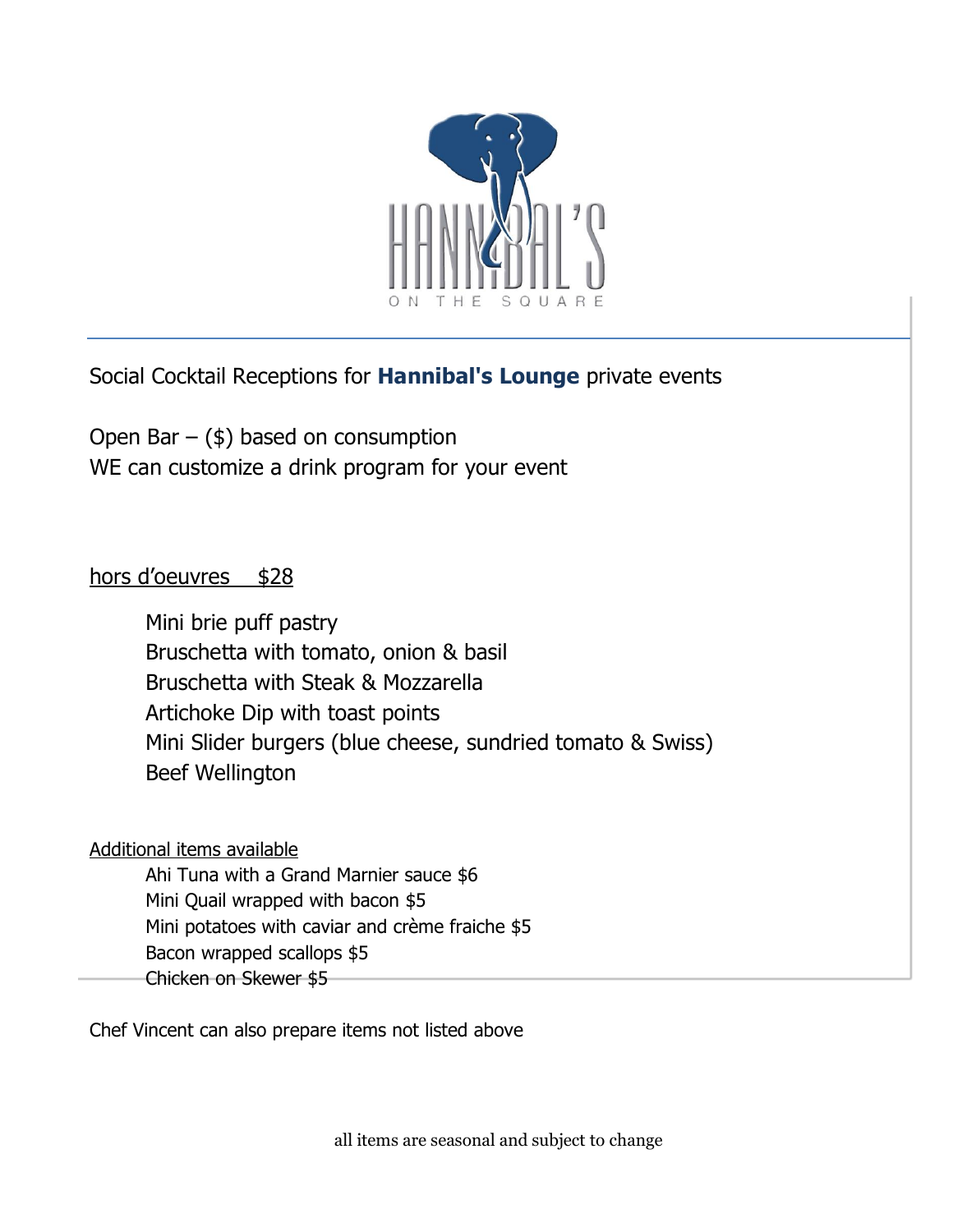HANNIBAL'S ON THE SQUARE

Social Cocktail Receptions for **Hannibal's Lounge** private events

Open Bar – ($) based on consumption
WE can customize a drink program for your event

hors d'oeuvres $28

- Mini brie puff pastry
- Bruschetta with tomato, onion & basil
- Bruschetta with Steak & Mozzarella
- Artichoke Dip with toast points
- Mini Slider burgers (blue cheese, sundried tomato & Swiss)
- Beef Wellington

Additional items available

- Ahi Tuna with a Grand Marnier sauce $6
- Mini Quail wrapped with bacon $5
- Mini potatoes with caviar and crème fraiche $5
- Bacon wrapped scallops $5
- Chicken on Skewer $5

Chef Vincent can also prepare items not listed above

all items are seasonal and subject to change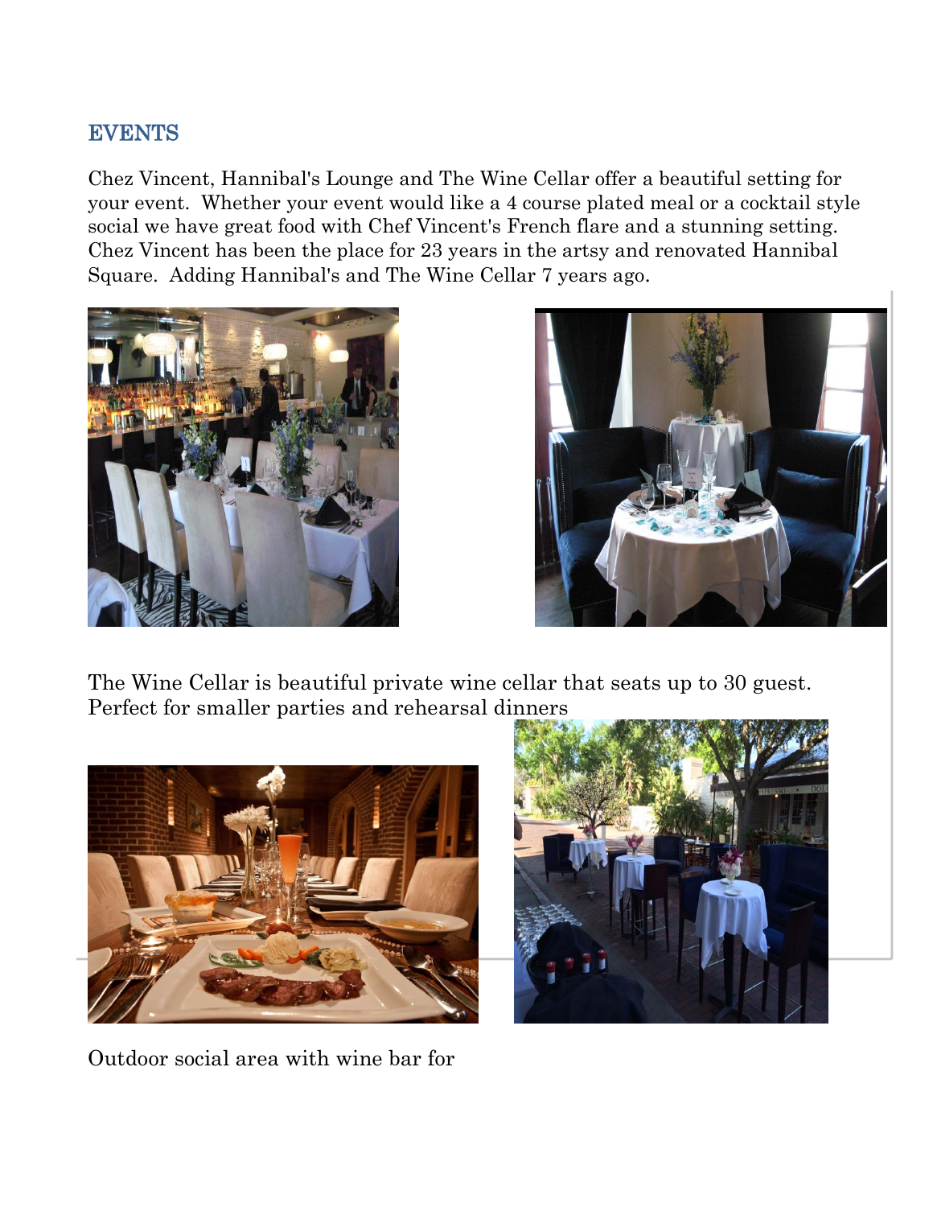## EVENTS

Chez Vincent, Hannibal's Lounge and The Wine Cellar offer a beautiful setting for your event. Whether your event would like a 4 course plated meal or a cocktail style social we have great food with Chef Vincent's French flare and a stunning setting. Chez Vincent has been the place for 23 years in the artsy and renovated Hannibal Square. Adding Hannibal's and The Wine Cellar 7 years ago.

The Wine Cellar is beautiful private wine cellar that seats up to 30 guest. Perfect for smaller parties and rehearsal dinners

Outdoor social area with wine bar for